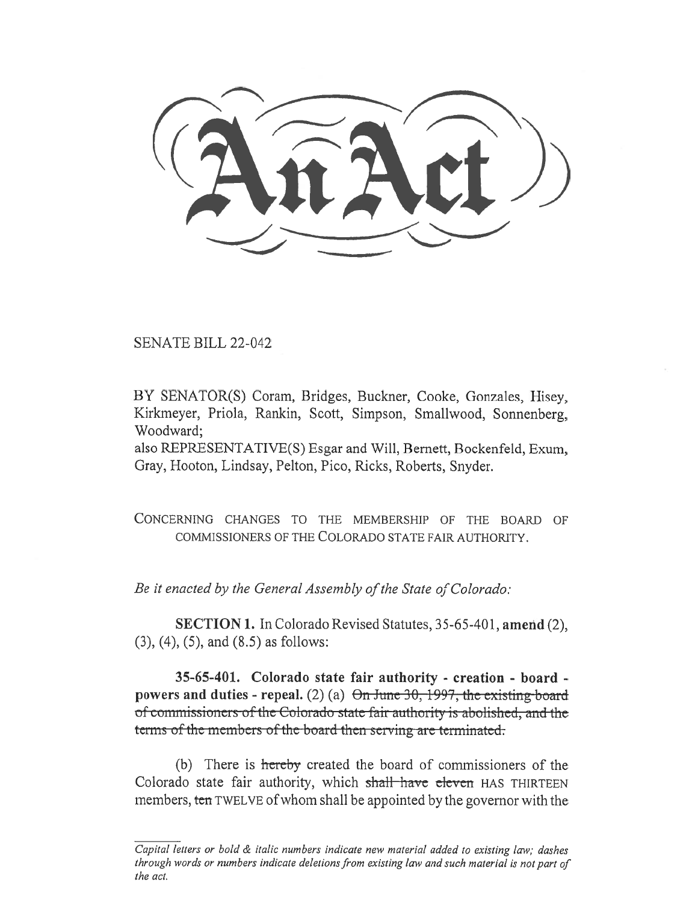# An Act

SENATE BILL 22-042

BY SENATOR(S) Coram, Bridges, Buckner, Cooke, Gonzales, Hisey, Kirkmeyer, Priola, Rankin, Scott, Simpson, Smallwood, Sonnenberg, Woodward;

also REPRESENTATIVE(S) Esgar and Will, Bernett, Bockenfeld, Exum, Gray, Hooton, Lindsay, Pelton, Pico, Ricks, Roberts, Snyder.

CONCERNING CHANGES TO THE MEMBERSHIP OF THE BOARD OF COMMISSIONERS OF THE COLORADO STATE FAIR AUTHORITY.

*Be it enacted by the General Assembly of the State of Colorado:*

**SECTION 1.** In Colorado Revised Statutes, 35-65-401, **amend** (2), (3), (4), (5), and (8.5) as follows:

**35-65-401. Colorado state fair authority - creation - board - powers and duties - repeal.** (2) (a) ~~On June 30, 1997, the existing board of commissioners of the Colorado state fair authority is abolished, and the terms of the members of the board then serving are terminated.~~

(b) There is ~~hereby~~ created the board of commissioners of the Colorado state fair authority, which ~~shall have eleven~~ HAS THIRTEEN members, ~~ten~~ TWELVE of whom shall be appointed by the governor with the

*Capital letters or bold & italic numbers indicate new material added to existing law; dashes through words or numbers indicate deletions from existing law and such material is not part of the act.*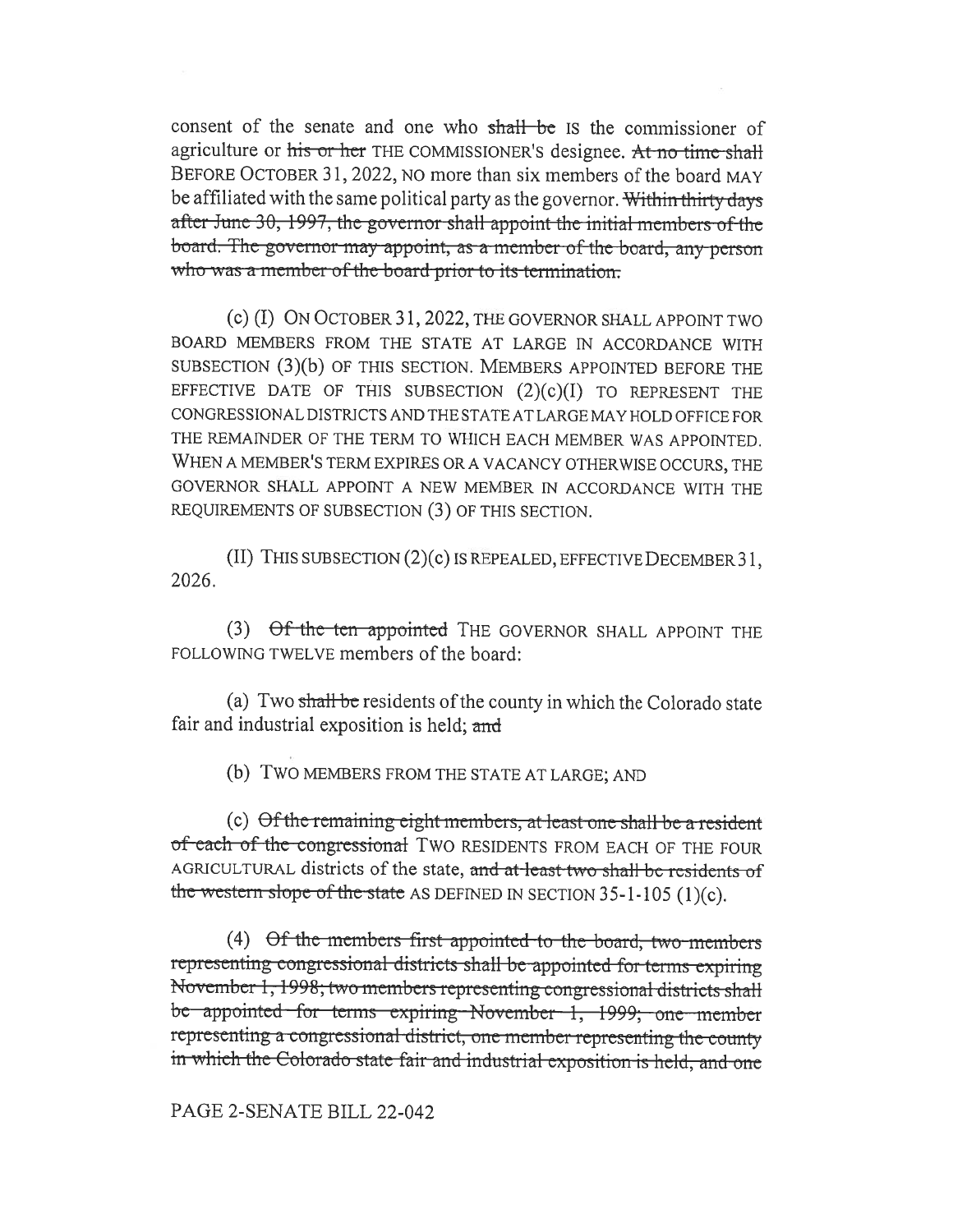consent of the senate and one who ~~shall be~~ IS the commissioner of agriculture or ~~his or her~~ THE COMMISSIONER'S designee. ~~At no time shall~~ BEFORE OCTOBER 31, 2022, NO more than six members of the board MAY be affiliated with the same political party as the governor. ~~Within thirty days after June 30, 1997, the governor shall appoint the initial members of the board. The governor may appoint, as a member of the board, any person who was a member of the board prior to its termination.~~

(c) (I) ON OCTOBER 31, 2022, THE GOVERNOR SHALL APPOINT TWO BOARD MEMBERS FROM THE STATE AT LARGE IN ACCORDANCE WITH SUBSECTION (3)(b) OF THIS SECTION. MEMBERS APPOINTED BEFORE THE EFFECTIVE DATE OF THIS SUBSECTION (2)(c)(I) TO REPRESENT THE CONGRESSIONAL DISTRICTS AND THE STATE AT LARGE MAY HOLD OFFICE FOR THE REMAINDER OF THE TERM TO WHICH EACH MEMBER WAS APPOINTED. WHEN A MEMBER'S TERM EXPIRES OR A VACANCY OTHERWISE OCCURS, THE GOVERNOR SHALL APPOINT A NEW MEMBER IN ACCORDANCE WITH THE REQUIREMENTS OF SUBSECTION (3) OF THIS SECTION.

(II) THIS SUBSECTION (2)(c) IS REPEALED, EFFECTIVE DECEMBER 31, 2026.

(3) ~~Of the ten appointed~~ THE GOVERNOR SHALL APPOINT THE FOLLOWING TWELVE members of the board:

(a) Two ~~shall be~~ residents of the county in which the Colorado state fair and industrial exposition is held; ~~and~~

(b) TWO MEMBERS FROM THE STATE AT LARGE; AND

(c) ~~Of the remaining eight members, at least one shall be a resident of each of the congressional~~ TWO RESIDENTS FROM EACH OF THE FOUR AGRICULTURAL districts of the state, ~~and at least two shall be residents of the western slope of the state~~ AS DEFINED IN SECTION 35-1-105 (1)(c).

(4) ~~Of the members first appointed to the board, two members representing congressional districts shall be appointed for terms expiring November 1, 1998; two members representing congressional districts shall be appointed for terms expiring November 1, 1999; one member representing a congressional district, one member representing the county in which the Colorado state fair and industrial exposition is held, and one~~

PAGE 2-SENATE BILL 22-042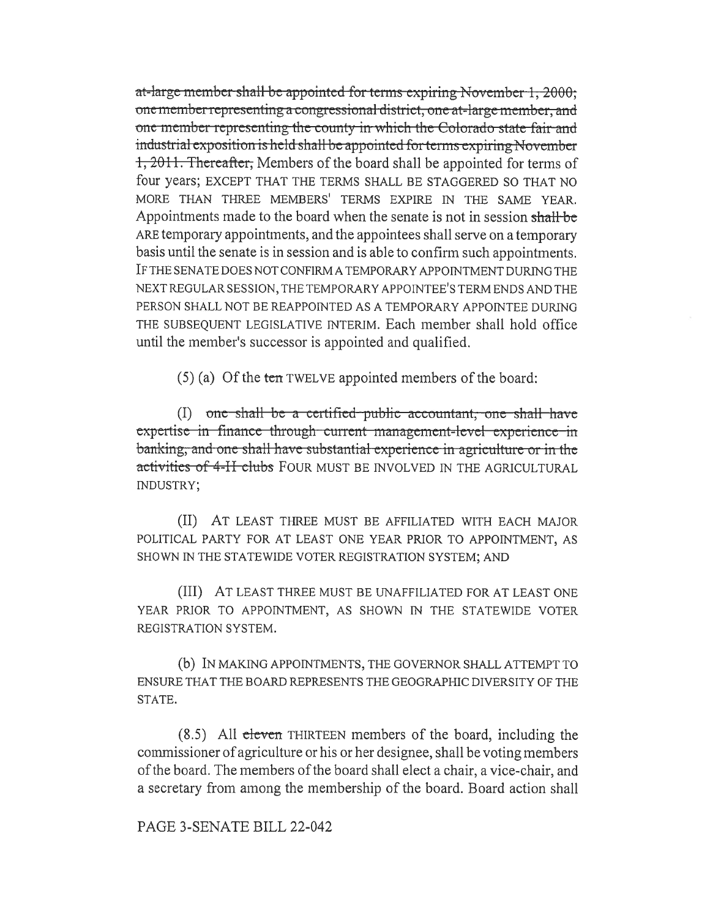~~at-large member shall be appointed for terms expiring November 1, 2000; one member representing a congressional district, one at-large member, and one member representing the county in which the Colorado state fair and industrial exposition is held shall be appointed for terms expiring November 1, 2011. Thereafter,~~ Members of the board shall be appointed for terms of four years; EXCEPT THAT THE TERMS SHALL BE STAGGERED SO THAT NO MORE THAN THREE MEMBERS' TERMS EXPIRE IN THE SAME YEAR. Appointments made to the board when the senate is not in session ~~shall be~~ ARE temporary appointments, and the appointees shall serve on a temporary basis until the senate is in session and is able to confirm such appointments. IF THE SENATE DOES NOT CONFIRM A TEMPORARY APPOINTMENT DURING THE NEXT REGULAR SESSION, THE TEMPORARY APPOINTEE'S TERM ENDS AND THE PERSON SHALL NOT BE REAPPOINTED AS A TEMPORARY APPOINTEE DURING THE SUBSEQUENT LEGISLATIVE INTERIM. Each member shall hold office until the member's successor is appointed and qualified.

(5) (a) Of the ~~ten~~ TWELVE appointed members of the board:

(I) ~~one shall be a certified public accountant, one shall have expertise in finance through current management-level experience in banking, and one shall have substantial experience in agriculture or in the activities of 4-H clubs~~ FOUR MUST BE INVOLVED IN THE AGRICULTURAL INDUSTRY;

(II) AT LEAST THREE MUST BE AFFILIATED WITH EACH MAJOR POLITICAL PARTY FOR AT LEAST ONE YEAR PRIOR TO APPOINTMENT, AS SHOWN IN THE STATEWIDE VOTER REGISTRATION SYSTEM; AND

(III) AT LEAST THREE MUST BE UNAFFILIATED FOR AT LEAST ONE YEAR PRIOR TO APPOINTMENT, AS SHOWN IN THE STATEWIDE VOTER REGISTRATION SYSTEM.

(b) IN MAKING APPOINTMENTS, THE GOVERNOR SHALL ATTEMPT TO ENSURE THAT THE BOARD REPRESENTS THE GEOGRAPHIC DIVERSITY OF THE STATE.

(8.5) All ~~eleven~~ THIRTEEN members of the board, including the commissioner of agriculture or his or her designee, shall be voting members of the board. The members of the board shall elect a chair, a vice-chair, and a secretary from among the membership of the board. Board action shall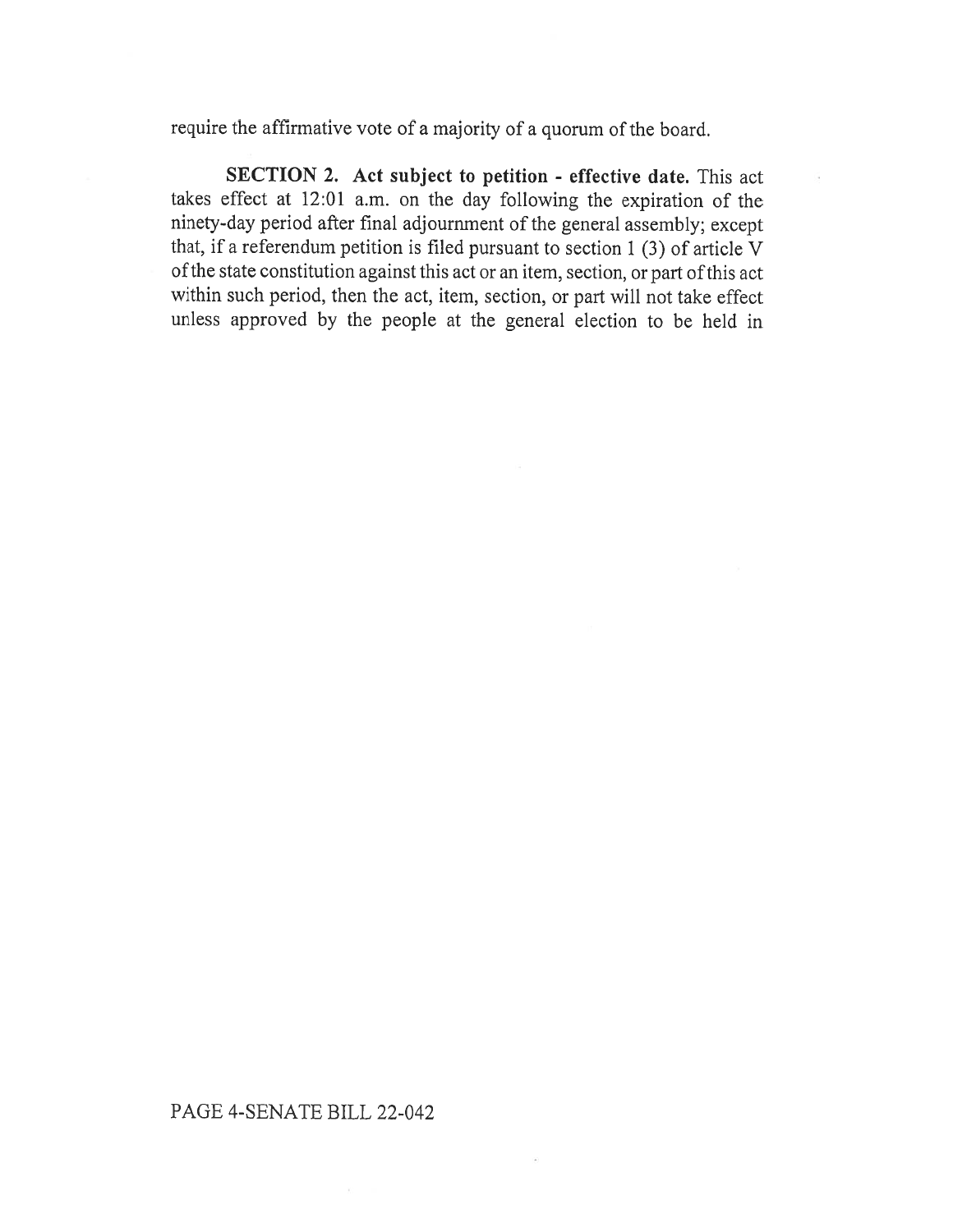require the affirmative vote of a majority of a quorum of the board.

**SECTION 2. Act subject to petition - effective date.** This act takes effect at 12:01 a.m. on the day following the expiration of the ninety-day period after final adjournment of the general assembly; except that, if a referendum petition is filed pursuant to section 1 (3) of article V of the state constitution against this act or an item, section, or part of this act within such period, then the act, item, section, or part will not take effect unless approved by the people at the general election to be held in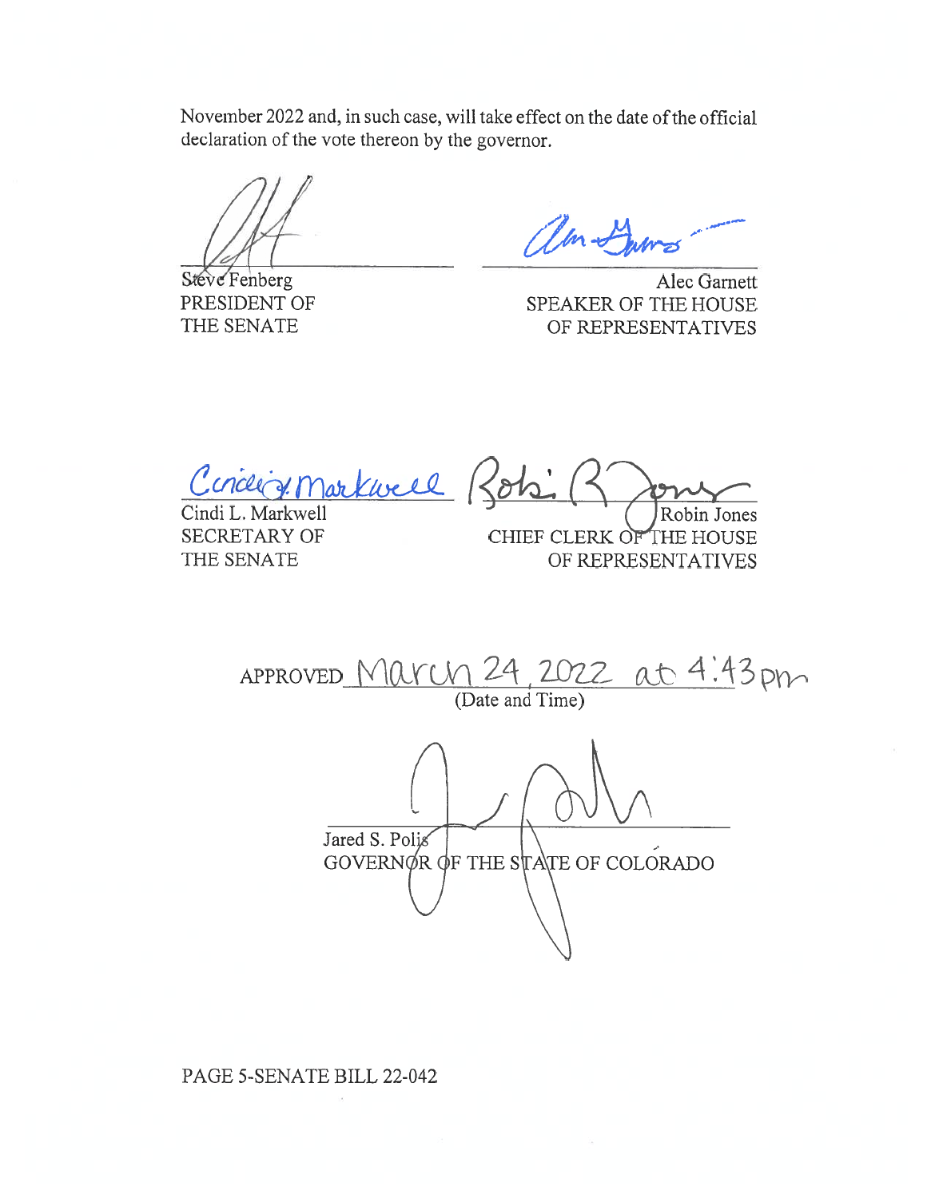November 2022 and, in such case, will take effect on the date of the official declaration of the vote thereon by the governor.

Steve Fenberg
PRESIDENT OF
THE SENATE

Alec Garnett
SPEAKER OF THE HOUSE
OF REPRESENTATIVES

Cindi L. Markwell
SECRETARY OF
THE SENATE

Robin Jones
CHIEF CLERK OF THE HOUSE
OF REPRESENTATIVES

APPROVED March 24, 2022 at 4:43 pm
(Date and Time)

Jared S. Polis
GOVERNOR OF THE STATE OF COLORADO

PAGE 5-SENATE BILL 22-042